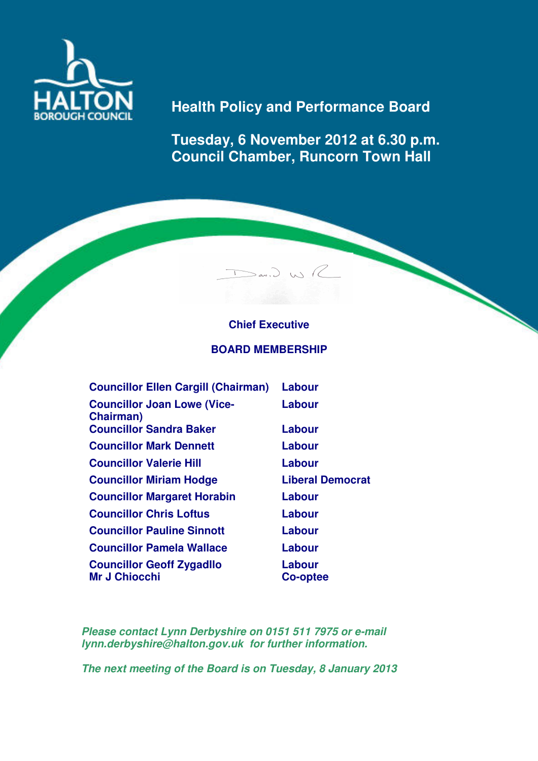HALTON BOROUGH COUNCIL

# Health Policy and Performance Board

## Tuesday, 6 November 2012 at 6.30 p.m.
## Council Chamber, Runcorn Town Hall

**Chief Executive**

**BOARD MEMBERSHIP**

| | |
|---|---|
| Councillor Ellen Cargill (Chairman) | Labour |
| Councillor Joan Lowe (Vice-Chairman) | Labour |
| Councillor Sandra Baker | Labour |
| Councillor Mark Dennett | Labour |
| Councillor Valerie Hill | Labour |
| Councillor Miriam Hodge | Liberal Democrat |
| Councillor Margaret Horabin | Labour |
| Councillor Chris Loftus | Labour |
| Councillor Pauline Sinnott | Labour |
| Councillor Pamela Wallace | Labour |
| Councillor Geoff Zygadllo | Labour |
| Mr J Chiocchi | Co-optee |

*Please contact Lynn Derbyshire on 0151 511 7975 or e-mail lynn.derbyshire@halton.gov.uk for further information.*

*The next meeting of the Board is on Tuesday, 8 January 2013*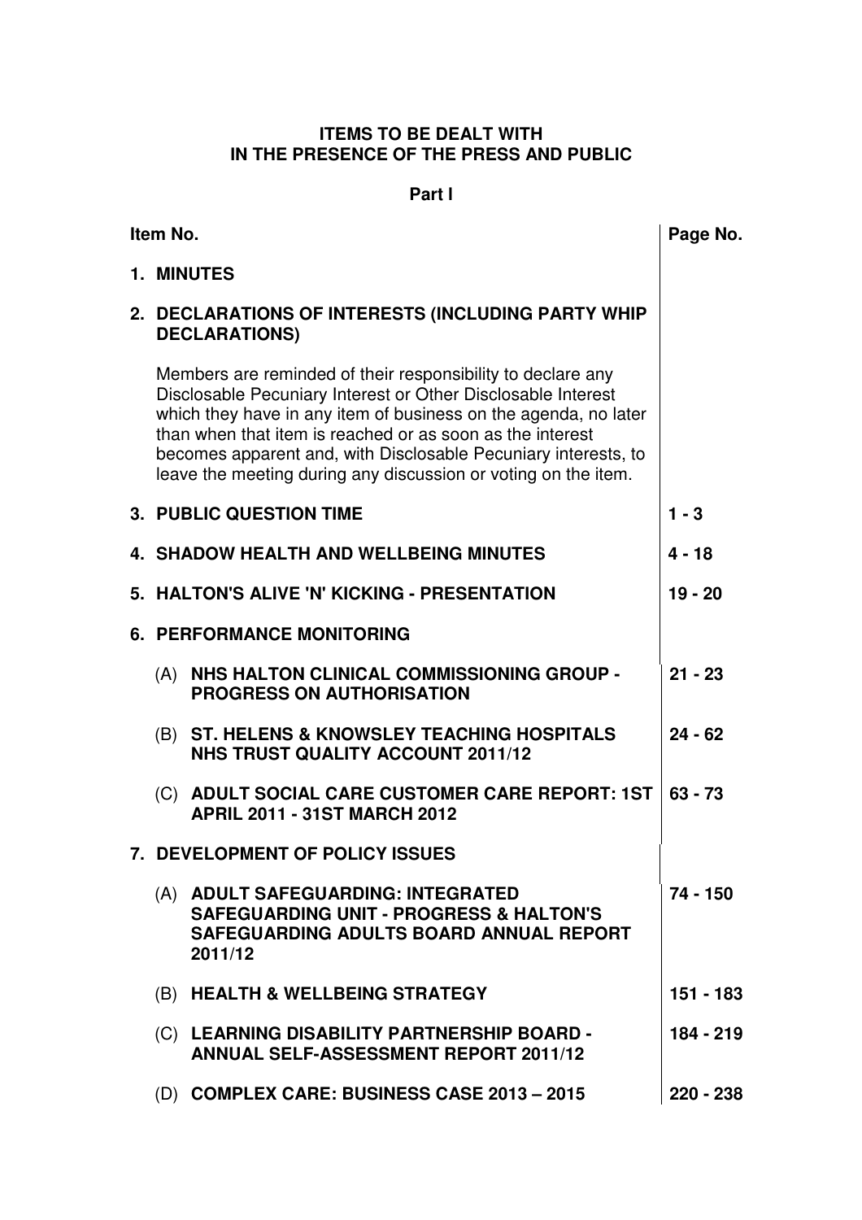**ITEMS TO BE DEALT WITH IN THE PRESENCE OF THE PRESS AND PUBLIC**

**Part I**

| Item No. | Page No. |
|---|---|
| **1. MINUTES** | |
| **2. DECLARATIONS OF INTERESTS (INCLUDING PARTY WHIP DECLARATIONS)**<br><br>Members are reminded of their responsibility to declare any Disclosable Pecuniary Interest or Other Disclosable Interest which they have in any item of business on the agenda, no later than when that item is reached or as soon as the interest becomes apparent and, with Disclosable Pecuniary interests, to leave the meeting during any discussion or voting on the item. | |
| **3. PUBLIC QUESTION TIME** | **1 - 3** |
| **4. SHADOW HEALTH AND WELLBEING MINUTES** | **4 - 18** |
| **5. HALTON'S ALIVE 'N' KICKING - PRESENTATION** | **19 - 20** |
| **6. PERFORMANCE MONITORING** | |
| (A) **NHS HALTON CLINICAL COMMISSIONING GROUP - PROGRESS ON AUTHORISATION** | **21 - 23** |
| (B) **ST. HELENS & KNOWSLEY TEACHING HOSPITALS NHS TRUST QUALITY ACCOUNT 2011/12** | **24 - 62** |
| (C) **ADULT SOCIAL CARE CUSTOMER CARE REPORT: 1ST APRIL 2011 - 31ST MARCH 2012** | **63 - 73** |
| **7. DEVELOPMENT OF POLICY ISSUES** | |
| (A) **ADULT SAFEGUARDING: INTEGRATED SAFEGUARDING UNIT - PROGRESS & HALTON'S SAFEGUARDING ADULTS BOARD ANNUAL REPORT 2011/12** | **74 - 150** |
| (B) **HEALTH & WELLBEING STRATEGY** | **151 - 183** |
| (C) **LEARNING DISABILITY PARTNERSHIP BOARD - ANNUAL SELF-ASSESSMENT REPORT 2011/12** | **184 - 219** |
| (D) **COMPLEX CARE: BUSINESS CASE 2013 – 2015** | **220 - 238** |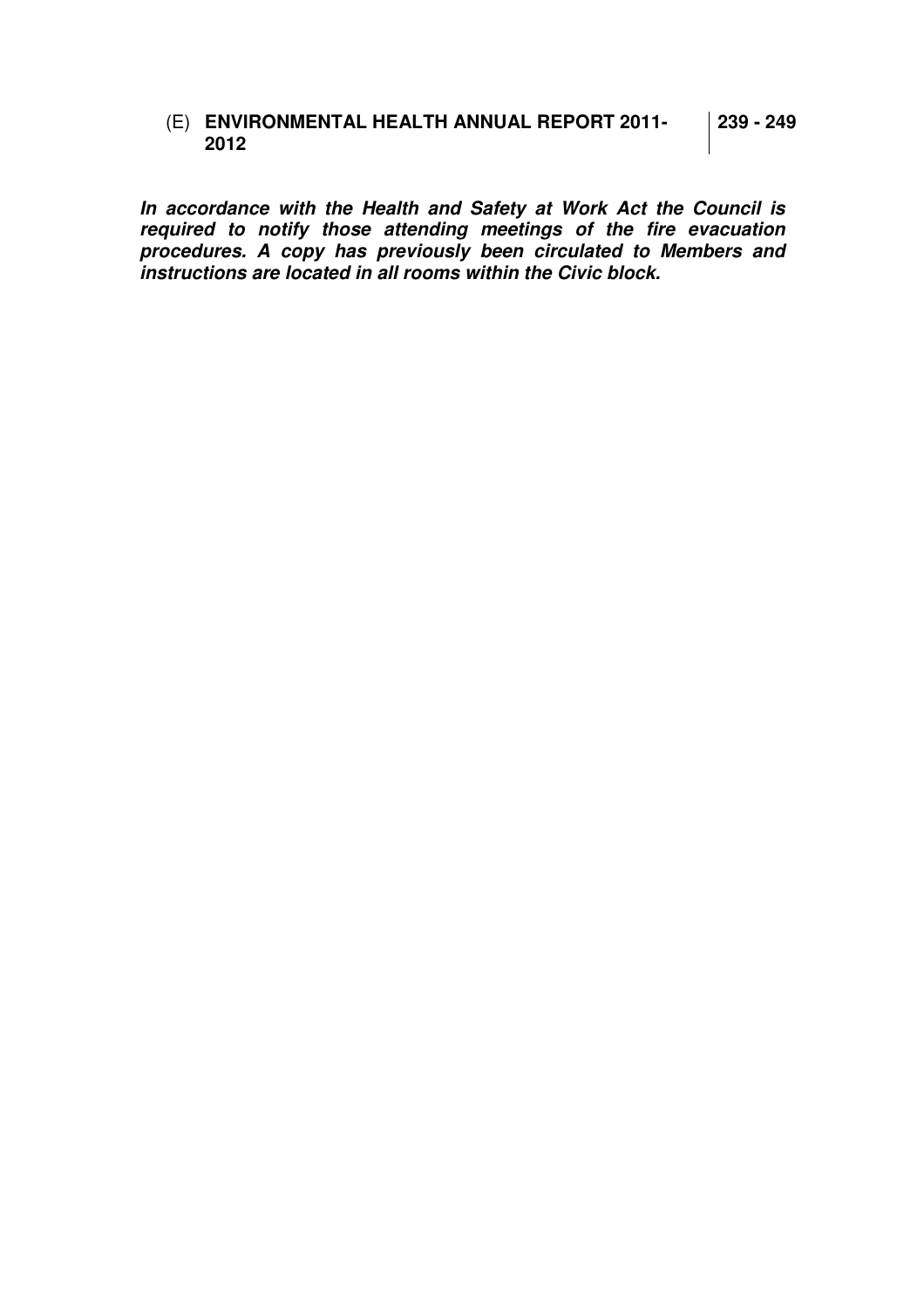| | |
|---|---|
| (E) **ENVIRONMENTAL HEALTH ANNUAL REPORT 2011-2012** | **239 - 249** |

***In accordance with the Health and Safety at Work Act the Council is required to notify those attending meetings of the fire evacuation procedures. A copy has previously been circulated to Members and instructions are located in all rooms within the Civic block.***